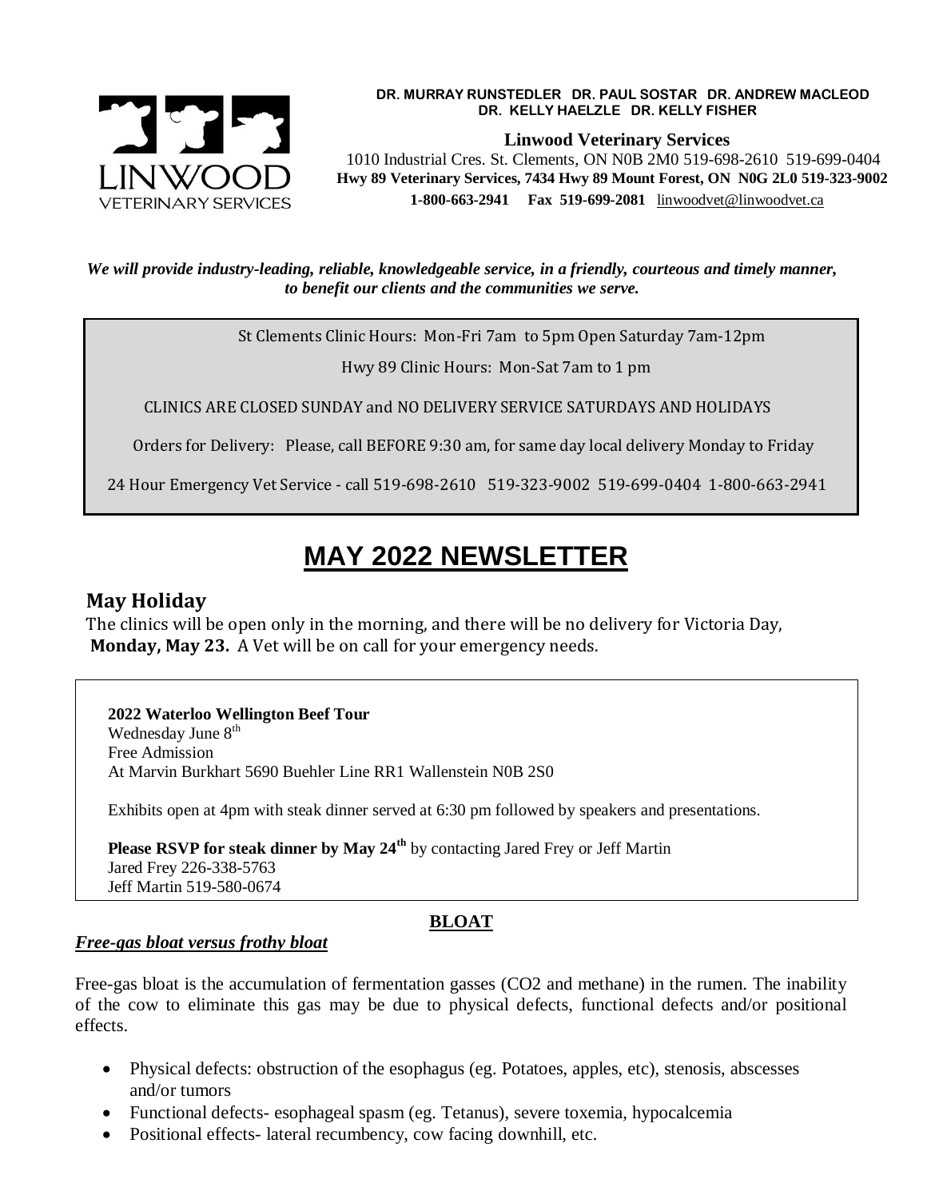**DR. MURRAY RUNSTEDLER DR. PAUL SOSTAR DR. ANDREW MACLEOD**
**DR. KELLY HAELZLE DR. KELLY FISHER**

**Linwood Veterinary Services**

1010 Industrial Cres. St. Clements, ON N0B 2M0 519-698-2610 519-699-0404
**Hwy 89 Veterinary Services, 7434 Hwy 89 Mount Forest, ON N0G 2L0 519-323-9002**
**1-800-663-2941 Fax 519-699-2081** linwoodvet@linwoodvet.ca

LINWOOD VETERINARY SERVICES

***We will provide industry-leading, reliable, knowledgeable service, in a friendly, courteous and timely manner, to benefit our clients and the communities we serve.***

St Clements Clinic Hours: Mon-Fri 7am to 5pm Open Saturday 7am-12pm

Hwy 89 Clinic Hours: Mon-Sat 7am to 1 pm

CLINICS ARE CLOSED SUNDAY and NO DELIVERY SERVICE SATURDAYS AND HOLIDAYS

Orders for Delivery: Please, call BEFORE 9:30 am, for same day local delivery Monday to Friday

24 Hour Emergency Vet Service - call 519-698-2610 519-323-9002 519-699-0404 1-800-663-2941

# MAY 2022 NEWSLETTER

## May Holiday

The clinics will be open only in the morning, and there will be no delivery for Victoria Day, **Monday, May 23.** A Vet will be on call for your emergency needs.

**2022 Waterloo Wellington Beef Tour**
Wednesday June 8th
Free Admission
At Marvin Burkhart 5690 Buehler Line RR1 Wallenstein N0B 2S0

Exhibits open at 4pm with steak dinner served at 6:30 pm followed by speakers and presentations.

**Please RSVP for steak dinner by May 24th** by contacting Jared Frey or Jeff Martin
Jared Frey 226-338-5763
Jeff Martin 519-580-0674

## BLOAT

***Free-gas bloat versus frothy bloat***

Free-gas bloat is the accumulation of fermentation gasses ($CO_2$ and methane) in the rumen. The inability of the cow to eliminate this gas may be due to physical defects, functional defects and/or positional effects.

- Physical defects: obstruction of the esophagus (eg. Potatoes, apples, etc), stenosis, abscesses and/or tumors
- Functional defects- esophageal spasm (eg. Tetanus), severe toxemia, hypocalcemia
- Positional effects- lateral recumbency, cow facing downhill, etc.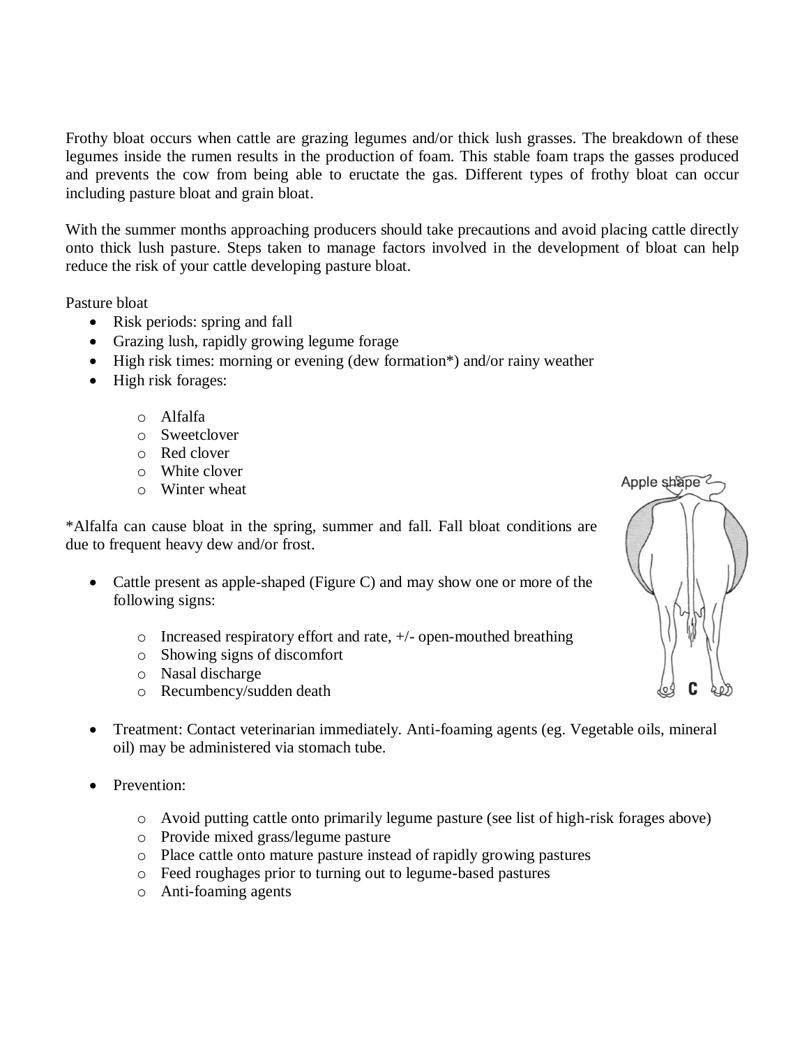Frothy bloat occurs when cattle are grazing legumes and/or thick lush grasses. The breakdown of these legumes inside the rumen results in the production of foam. This stable foam traps the gasses produced and prevents the cow from being able to eructate the gas. Different types of frothy bloat can occur including pasture bloat and grain bloat.

With the summer months approaching producers should take precautions and avoid placing cattle directly onto thick lush pasture. Steps taken to manage factors involved in the development of bloat can help reduce the risk of your cattle developing pasture bloat.

Pasture bloat

- Risk periods: spring and fall
- Grazing lush, rapidly growing legume forage
- High risk times: morning or evening (dew formation*) and/or rainy weather
- High risk forages:
    - Alfalfa
    - Sweetclover
    - Red clover
    - White clover
    - Winter wheat

*Alfalfa can cause bloat in the spring, summer and fall. Fall bloat conditions are due to frequent heavy dew and/or frost.

Apple shape

C

- Cattle present as apple-shaped (Figure C) and may show one or more of the following signs:
    - Increased respiratory effort and rate, +/- open-mouthed breathing
    - Showing signs of discomfort
    - Nasal discharge
    - Recumbency/sudden death

- Treatment: Contact veterinarian immediately. Anti-foaming agents (eg. Vegetable oils, mineral oil) may be administered via stomach tube.

- Prevention:
    - Avoid putting cattle onto primarily legume pasture (see list of high-risk forages above)
    - Provide mixed grass/legume pasture
    - Place cattle onto mature pasture instead of rapidly growing pastures
    - Feed roughages prior to turning out to legume-based pastures
    - Anti-foaming agents